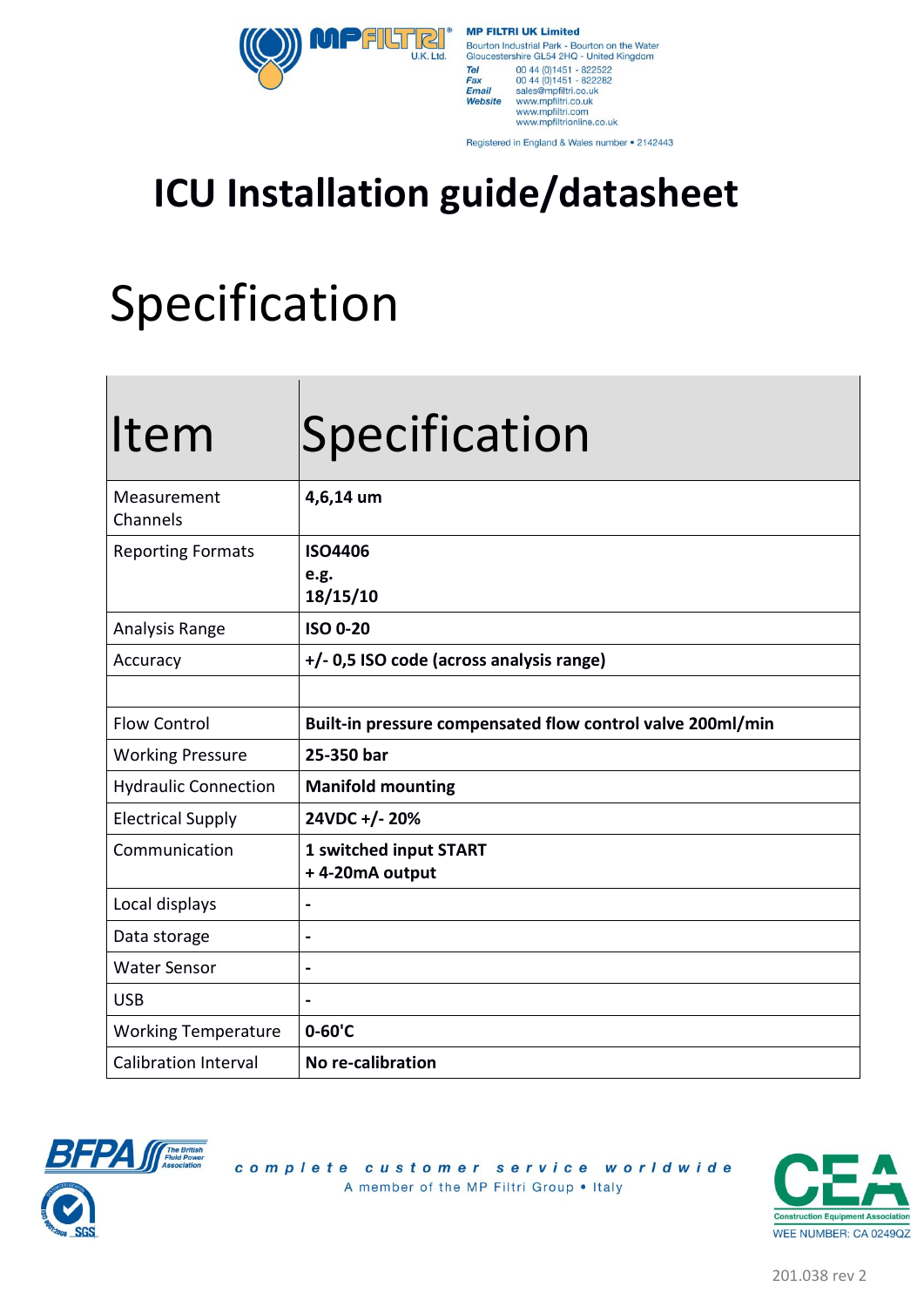MP FILTRI UK Limited
Bourton Industrial Park - Bourton on the Water
Gloucestershire GL54 2HQ - United Kingdom
Tel 00 44 (0)1451 - 822522
Fax 00 44 (0)1451 - 822282
Email sales@mpfiltri.co.uk
Website www.mpfiltri.co.uk
www.mpfiltri.com
www.mpfiltrionline.co.uk

Registered in England & Wales number • 2142443

# ICU Installation guide/datasheet

## Specification

| Item | Specification |
|---|---|
| Measurement Channels | **4,6,14 um** |
| Reporting Formats | **ISO4406**<br>**e.g.**<br>**18/15/10** |
| Analysis Range | **ISO 0-20** |
| Accuracy | **+/- 0,5 ISO code (across analysis range)** |
| | |
| Flow Control | **Built-in pressure compensated flow control valve 200ml/min** |
| Working Pressure | **25-350 bar** |
| Hydraulic Connection | **Manifold mounting** |
| Electrical Supply | **24VDC +/- 20%** |
| Communication | **1 switched input START**<br>**+ 4-20mA output** |
| Local displays | **-** |
| Data storage | **-** |
| Water Sensor | **-** |
| USB | **-** |
| Working Temperature | **0-60'C** |
| Calibration Interval | **No re-calibration** |

complete customer service worldwide
A member of the MP Filtri Group • Italy

WEE NUMBER: CA 0249QZ

201.038 rev 2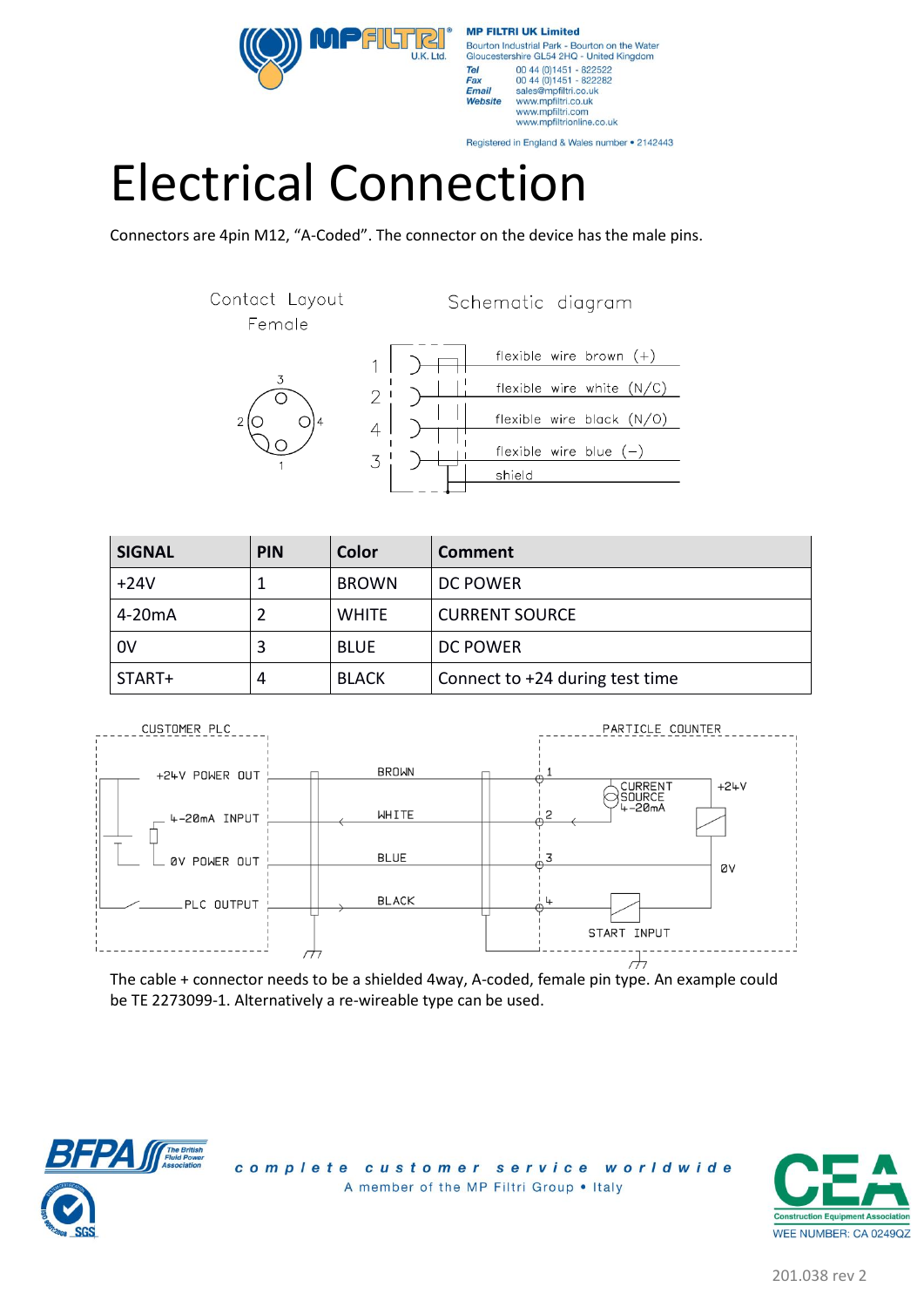# Electrical Connection

Connectors are 4pin M12, “A-Coded”. The connector on the device has the male pins.

Contact Layout Female

Schematic diagram

1 flexible wire brown (+)

2 flexible wire white (N/C)

4 flexible wire black (N/O)

3 flexible wire blue (−)

shield

| SIGNAL | PIN | Color | Comment |
|---|---|---|---|
| +24V | 1 | BROWN | DC POWER |
| 4-20mA | 2 | WHITE | CURRENT SOURCE |
| 0V | 3 | BLUE | DC POWER |
| START+ | 4 | BLACK | Connect to +24 during test time |

CUSTOMER PLC: +24V POWER OUT, 4-20mA INPUT, 0V POWER OUT, PLC OUTPUT

BROWN, WHITE, BLUE, BLACK

PARTICLE COUNTER: 1, 2, 3, 4, CURRENT SOURCE 4-20mA, +24V, 0V, START INPUT

The cable + connector needs to be a shielded 4way, A-coded, female pin type. An example could be TE 2273099-1. Alternatively a re-wireable type can be used.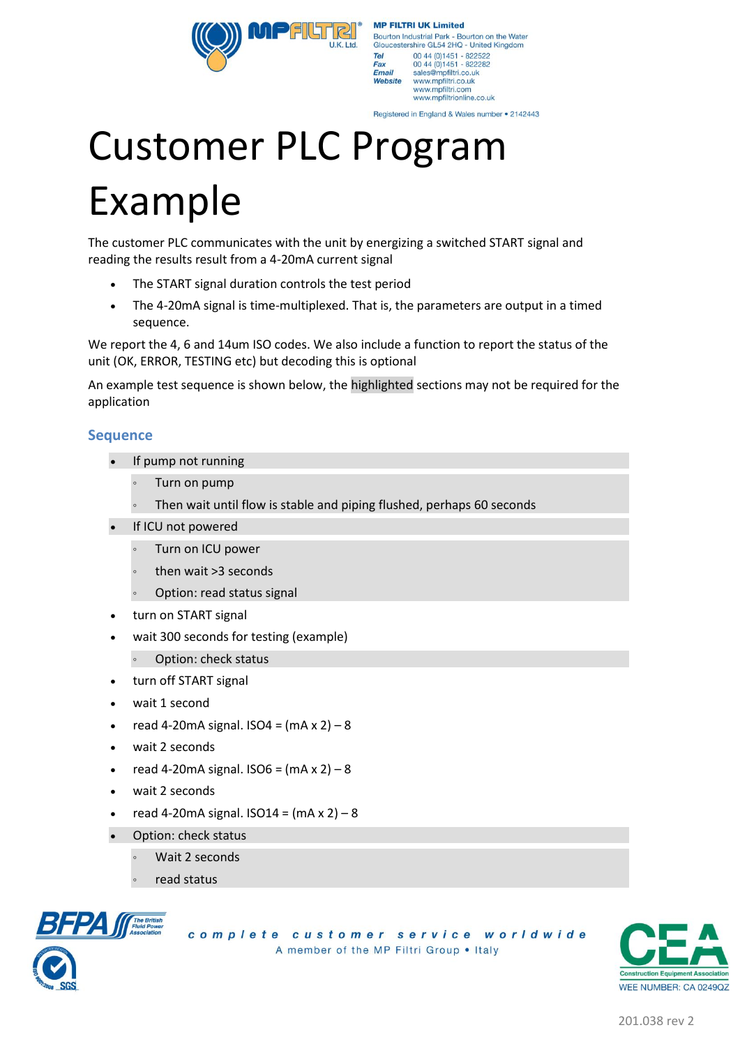# Customer PLC Program Example

The customer PLC communicates with the unit by energizing a switched START signal and reading the results result from a 4-20mA current signal

- The START signal duration controls the test period
- The 4-20mA signal is time-multiplexed. That is, the parameters are output in a timed sequence.

We report the 4, 6 and 14um ISO codes. We also include a function to report the status of the unit (OK, ERROR, TESTING etc) but decoding this is optional

An example test sequence is shown below, the highlighted sections may not be required for the application

## Sequence

- If pump not running
  - Turn on pump
  - Then wait until flow is stable and piping flushed, perhaps 60 seconds
- If ICU not powered
  - Turn on ICU power
  - then wait >3 seconds
  - Option: read status signal
- turn on START signal
- wait 300 seconds for testing (example)
  - Option: check status
- turn off START signal
- wait 1 second
- read 4-20mA signal. ISO4 = (mA x 2) – 8
- wait 2 seconds
- read 4-20mA signal. ISO6 = (mA x 2) – 8
- wait 2 seconds
- read 4-20mA signal. ISO14 = (mA x 2) – 8
- Option: check status
  - Wait 2 seconds
  - read status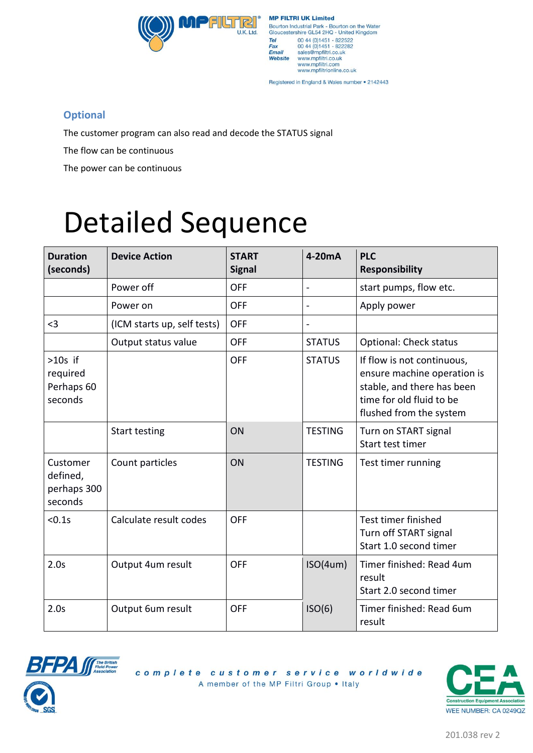### Optional

The customer program can also read and decode the STATUS signal

The flow can be continuous

The power can be continuous

# Detailed Sequence

| Duration (seconds) | Device Action | START Signal | 4-20mA | PLC Responsibility |
|---|---|---|---|---|
| | Power off | OFF | - | start pumps, flow etc. |
| | Power on | OFF | - | Apply power |
| <3 | (ICM starts up, self tests) | OFF | - | |
| | Output status value | OFF | STATUS | Optional: Check status |
| >10s if required Perhaps 60 seconds | | OFF | STATUS | If flow is not continuous, ensure machine operation is stable, and there has been time for old fluid to be flushed from the system |
| | Start testing | ON | TESTING | Turn on START signal<br>Start test timer |
| Customer defined, perhaps 300 seconds | Count particles | ON | TESTING | Test timer running |
| <0.1s | Calculate result codes | OFF | | Test timer finished<br>Turn off START signal<br>Start 1.0 second timer |
| 2.0s | Output 4um result | OFF | ISO(4um) | Timer finished: Read 4um result<br>Start 2.0 second timer |
| 2.0s | Output 6um result | OFF | ISO(6) | Timer finished: Read 6um result |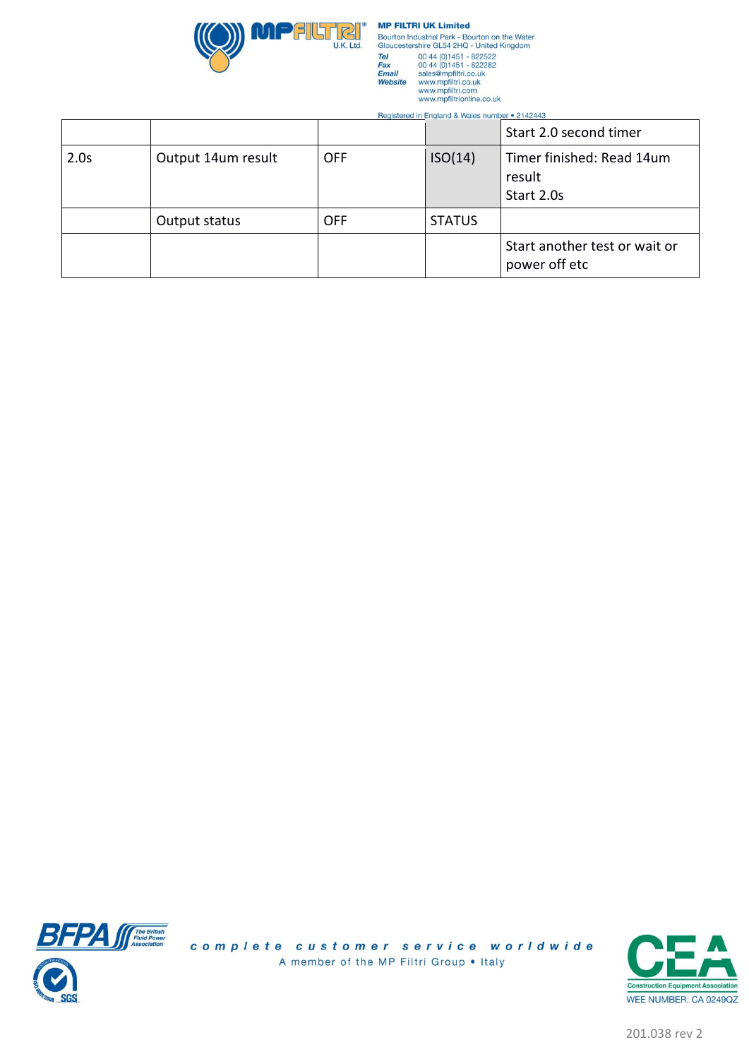| | | | | Start 2.0 second timer |
|---|---|---|---|---|
| 2.0s | Output 14um result | OFF | ISO(14) | Timer finished: Read 14um result<br>Start 2.0s |
| | Output status | OFF | STATUS | |
| | | | | Start another test or wait or power off etc |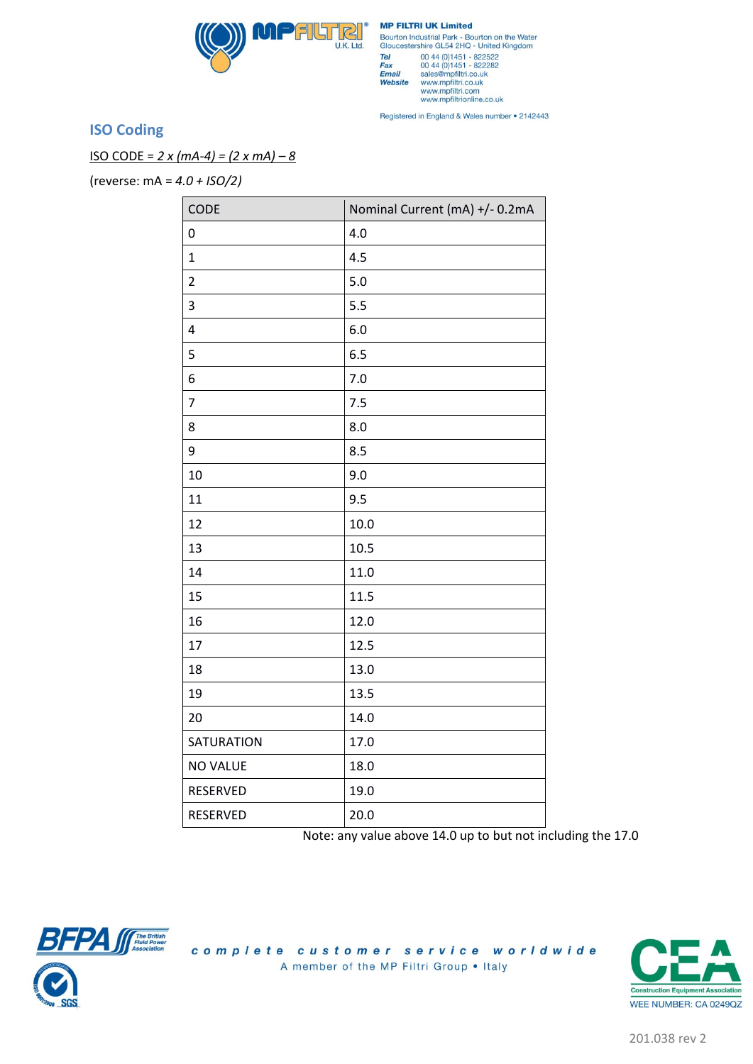## ISO Coding

ISO CODE = $2 \times (mA-4) = (2 \times mA) - 8$

(reverse: mA = $4.0 + ISO/2$)

| CODE | Nominal Current (mA) +/- 0.2mA |
|---|---|
| 0 | 4.0 |
| 1 | 4.5 |
| 2 | 5.0 |
| 3 | 5.5 |
| 4 | 6.0 |
| 5 | 6.5 |
| 6 | 7.0 |
| 7 | 7.5 |
| 8 | 8.0 |
| 9 | 8.5 |
| 10 | 9.0 |
| 11 | 9.5 |
| 12 | 10.0 |
| 13 | 10.5 |
| 14 | 11.0 |
| 15 | 11.5 |
| 16 | 12.0 |
| 17 | 12.5 |
| 18 | 13.0 |
| 19 | 13.5 |
| 20 | 14.0 |
| SATURATION | 17.0 |
| NO VALUE | 18.0 |
| RESERVED | 19.0 |
| RESERVED | 20.0 |

Note: any value above 14.0 up to but not including the 17.0

complete customer service worldwide

A member of the MP Filtri Group • Italy

201.038 rev 2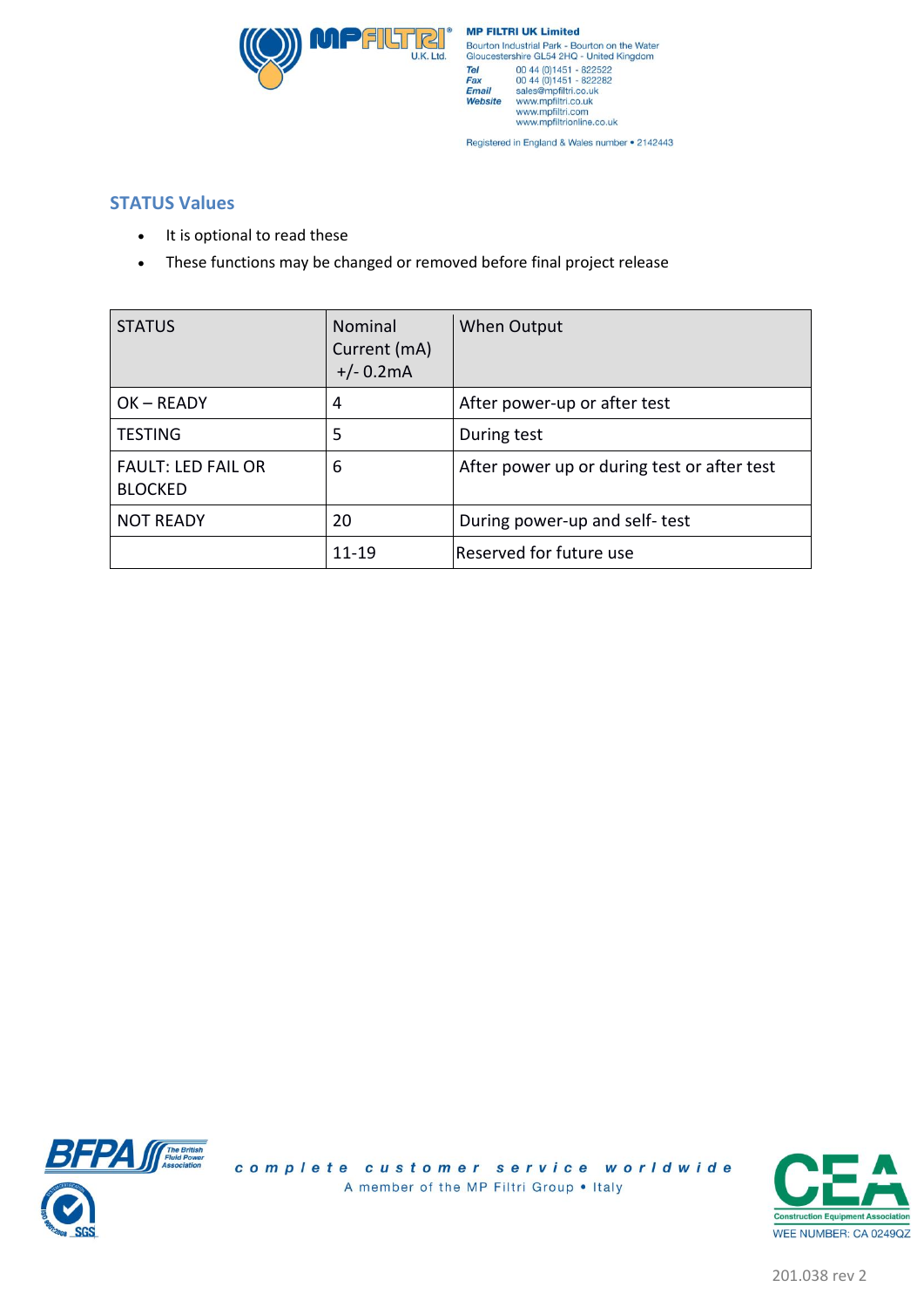## STATUS Values

- It is optional to read these
- These functions may be changed or removed before final project release

| STATUS | Nominal Current (mA) +/- 0.2mA | When Output |
|---|---|---|
| OK – READY | 4 | After power-up or after test |
| TESTING | 5 | During test |
| FAULT: LED FAIL OR BLOCKED | 6 | After power up or during test or after test |
| NOT READY | 20 | During power-up and self- test |
| | 11-19 | Reserved for future use |